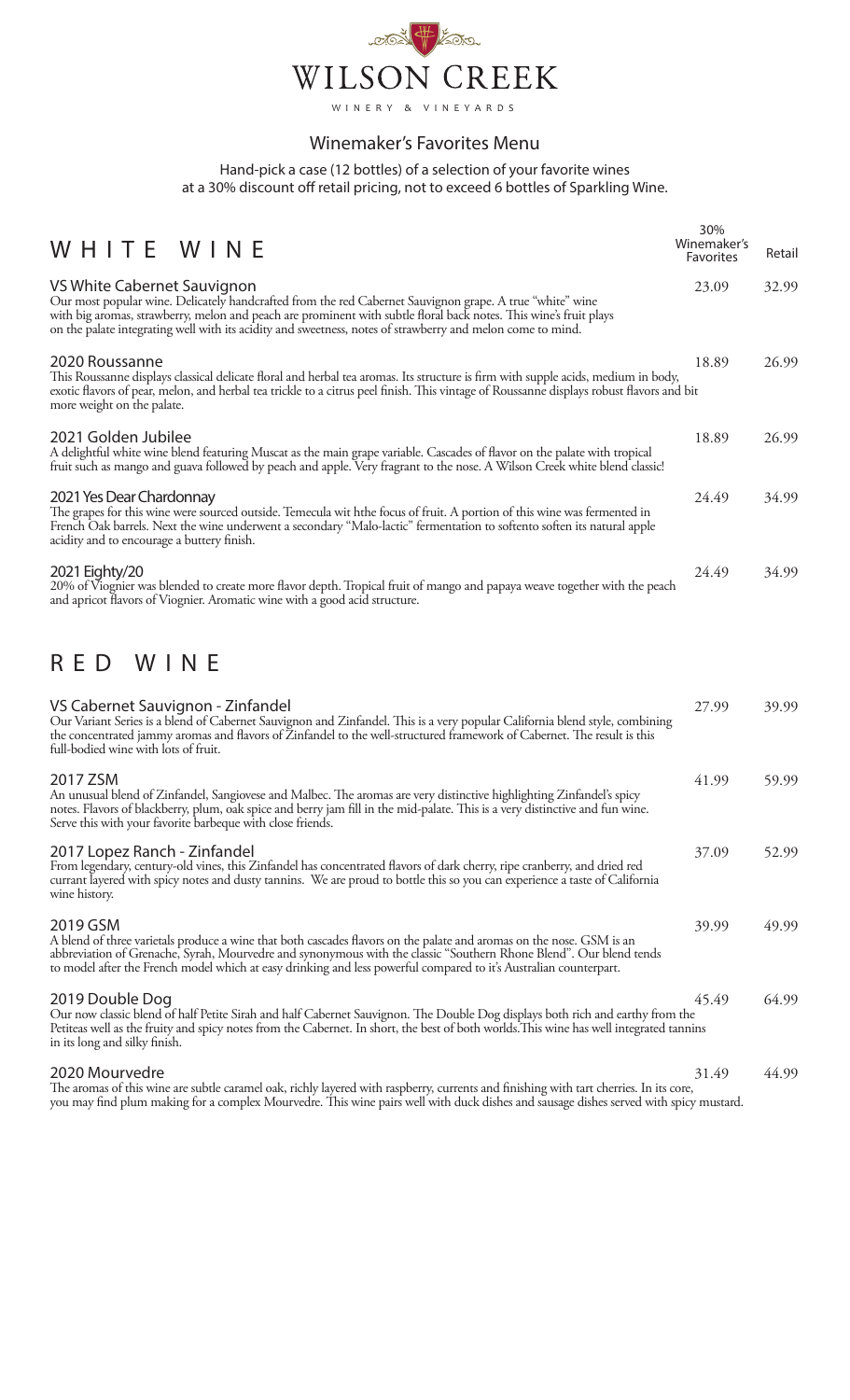# WILSON CREEK

WINERY & VINEYARDS

## Winemaker's Favorites Menu

Hand-pick a case (12 bottles) of a selection of your favorite wines at a 30% discount off retail pricing, not to exceed 6 bottles of Sparkling Wine.

## WHITE WINE

| | 30% Winemaker's Favorites | Retail |
|---|---|---|
| **VS White Cabernet Sauvignon**<br>Our most popular wine. Delicately handcrafted from the red Cabernet Sauvignon grape. A true "white" wine with big aromas, strawberry, melon and peach are prominent with subtle floral back notes. This wine's fruit plays on the palate integrating well with its acidity and sweetness, notes of strawberry and melon come to mind. | 23.09 | 32.99 |
| **2020 Roussanne**<br>This Roussanne displays classical delicate floral and herbal tea aromas. Its structure is firm with supple acids, medium in body, exotic flavors of pear, melon, and herbal tea trickle to a citrus peel finish. This vintage of Roussanne displays robust flavors and bit more weight on the palate. | 18.89 | 26.99 |
| **2021 Golden Jubilee**<br>A delightful white wine blend featuring Muscat as the main grape variable. Cascades of flavor on the palate with tropical fruit such as mango and guava followed by peach and apple. Very fragrant to the nose. A Wilson Creek white blend classic! | 18.89 | 26.99 |
| **2021 Yes Dear Chardonnay**<br>The grapes for this wine were sourced outside. Temecula wit hthe focus of fruit. A portion of this wine was fermented in French Oak barrels. Next the wine underwent a secondary "Malo-lactic" fermentation to softento soften its natural apple acidity and to encourage a buttery finish. | 24.49 | 34.99 |
| **2021 Eighty/20**<br>20% of Viognier was blended to create more flavor depth. Tropical fruit of mango and papaya weave together with the peach and apricot flavors of Viognier. Aromatic wine with a good acid structure. | 24.49 | 34.99 |

## RED WINE

| | 30% Winemaker's Favorites | Retail |
|---|---|---|
| **VS Cabernet Sauvignon - Zinfandel**<br>Our Variant Series is a blend of Cabernet Sauvignon and Zinfandel. This is a very popular California blend style, combining the concentrated jammy aromas and flavors of Zinfandel to the well-structured framework of Cabernet. The result is this full-bodied wine with lots of fruit. | 27.99 | 39.99 |
| **2017 ZSM**<br>An unusual blend of Zinfandel, Sangiovese and Malbec. The aromas are very distinctive highlighting Zinfandel's spicy notes. Flavors of blackberry, plum, oak spice and berry jam fill in the mid-palate. This is a very distinctive and fun wine. Serve this with your favorite barbeque with close friends. | 41.99 | 59.99 |
| **2017 Lopez Ranch - Zinfandel**<br>From legendary, century-old vines, this Zinfandel has concentrated flavors of dark cherry, ripe cranberry, and dried red currant layered with spicy notes and dusty tannins. We are proud to bottle this so you can experience a taste of California wine history. | 37.09 | 52.99 |
| **2019 GSM**<br>A blend of three varietals produce a wine that both cascades flavors on the palate and aromas on the nose. GSM is an abbreviation of Grenache, Syrah, Mourvedre and synonymous with the classic "Southern Rhone Blend". Our blend tends to model after the French model which at easy drinking and less powerful compared to it's Australian counterpart. | 39.99 | 49.99 |
| **2019 Double Dog**<br>Our now classic blend of half Petite Sirah and half Cabernet Sauvignon. The Double Dog displays both rich and earthy from the Petiteas well as the fruity and spicy notes from the Cabernet. In short, the best of both worlds.This wine has well integrated tannins in its long and silky finish. | 45.49 | 64.99 |
| **2020 Mourvedre**<br>The aromas of this wine are subtle caramel oak, richly layered with raspberry, currents and finishing with tart cherries. In its core, you may find plum making for a complex Mourvedre. This wine pairs well with duck dishes and sausage dishes served with spicy mustard. | 31.49 | 44.99 |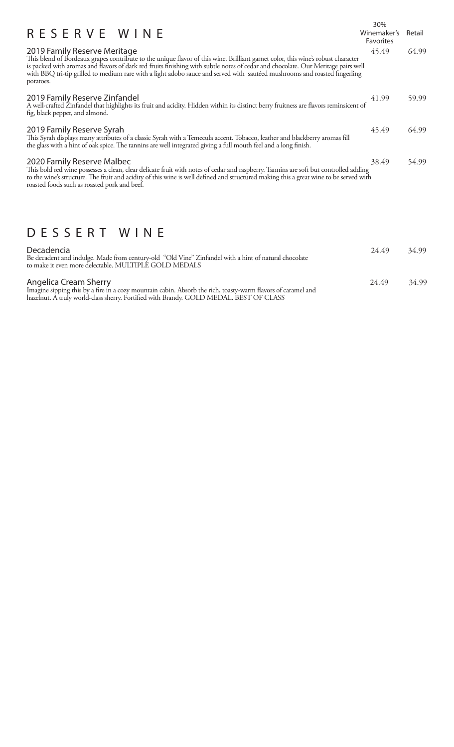# RESERVE WINE

| | 30% Winemaker's Favorites | Retail |
|---|---|---|
| **2019 Family Reserve Meritage**<br>This blend of Bordeaux grapes contribute to the unique flavor of this wine. Brilliant garnet color, this wine's robust character is packed with aromas and flavors of dark red fruits finishing with subtle notes of cedar and chocolate. Our Meritage pairs well with BBQ tri-tip grilled to medium rare with a light adobo sauce and served with sautéed mushrooms and roasted fingerling potatoes. | 45.49 | 64.99 |
| **2019 Family Reserve Zinfandel**<br>A well-crafted Zinfandel that highlights its fruit and acidity. Hidden within its distinct berry fruitness are flavors reminiscent of fig, black pepper, and almond. | 41.99 | 59.99 |
| **2019 Family Reserve Syrah**<br>This Syrah displays many attributes of a classic Syrah with a Temecula accent. Tobacco, leather and blackberry aromas fill the glass with a hint of oak spice. The tannins are well integrated giving a full mouth feel and a long finish. | 45.49 | 64.99 |
| **2020 Family Reserve Malbec**<br>This bold red wine possesses a clean, clear delicate fruit with notes of cedar and raspberry. Tannins are soft but controlled adding to the wine's structure. The fruit and acidity of this wine is well defined and structured making this a great wine to be served with roasted foods such as roasted pork and beef. | 38.49 | 54.99 |

# DESSERT WINE

| | 30% Winemaker's Favorites | Retail |
|---|---|---|
| **Decadencia**<br>Be decadent and indulge. Made from century-old "Old Vine" Zinfandel with a hint of natural chocolate to make it even more delectable. MULTIPLE GOLD MEDALS | 24.49 | 34.99 |
| **Angelica Cream Sherry**<br>Imagine sipping this by a fire in a cozy mountain cabin. Absorb the rich, toasty-warm flavors of caramel and hazelnut. A truly world-class sherry. Fortified with Brandy. GOLD MEDAL. BEST OF CLASS | 24.49 | 34.99 |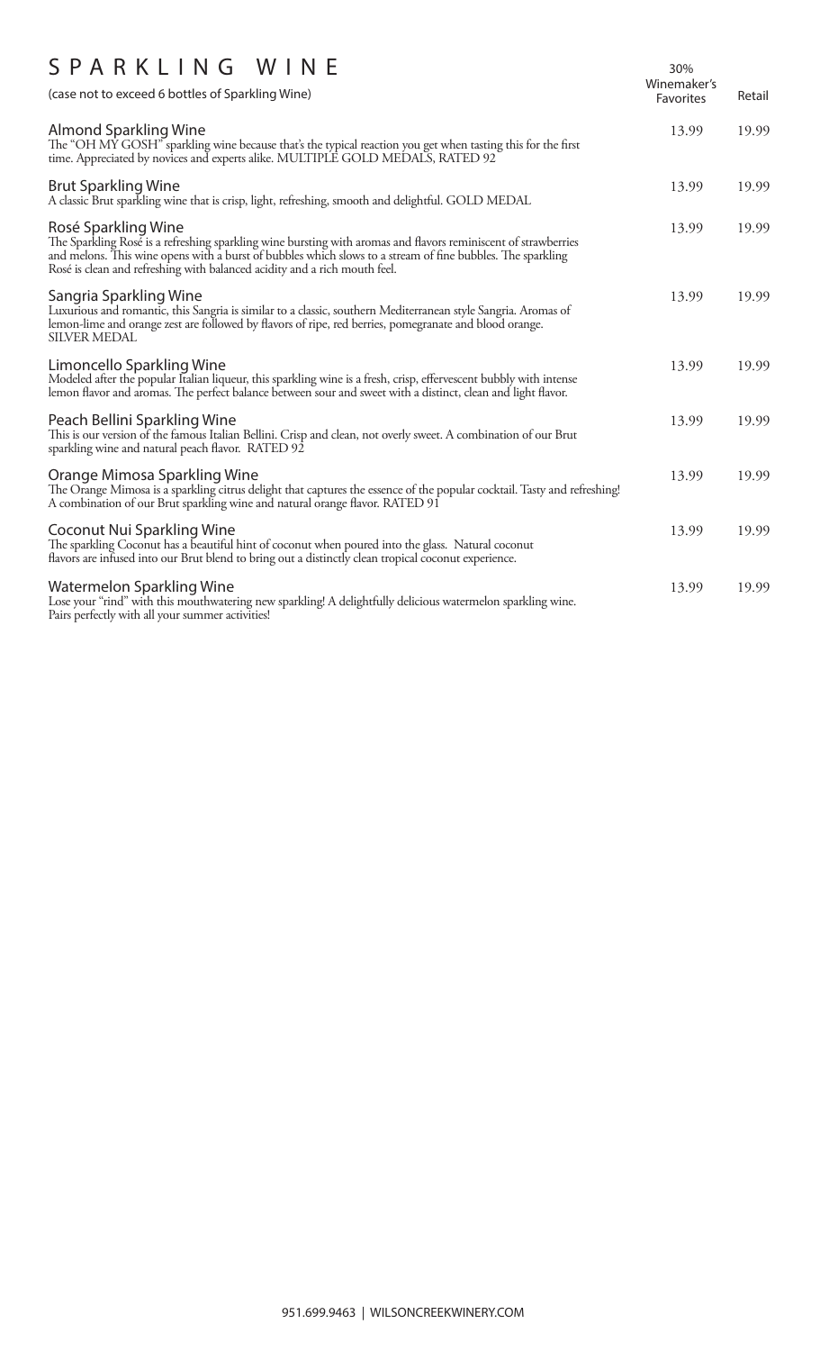# SPARKLING WINE

| (case not to exceed 6 bottles of Sparkling Wine) | 30% Winemaker's Favorites | Retail |
|---|---|---|
| **Almond Sparkling Wine**<br>The "OH MY GOSH" sparkling wine because that's the typical reaction you get when tasting this for the first time. Appreciated by novices and experts alike. MULTIPLE GOLD MEDALS, RATED 92 | 13.99 | 19.99 |
| **Brut Sparkling Wine**<br>A classic Brut sparkling wine that is crisp, light, refreshing, smooth and delightful. GOLD MEDAL | 13.99 | 19.99 |
| **Rosé Sparkling Wine**<br>The Sparkling Rosé is a refreshing sparkling wine bursting with aromas and flavors reminiscent of strawberries and melons. This wine opens with a burst of bubbles which slows to a stream of fine bubbles. The sparkling Rosé is clean and refreshing with balanced acidity and a rich mouth feel. | 13.99 | 19.99 |
| **Sangria Sparkling Wine**<br>Luxurious and romantic, this Sangria is similar to a classic, southern Mediterranean style Sangria. Aromas of lemon-lime and orange zest are followed by flavors of ripe, red berries, pomegranate and blood orange. SILVER MEDAL | 13.99 | 19.99 |
| **Limoncello Sparkling Wine**<br>Modeled after the popular Italian liqueur, this sparkling wine is a fresh, crisp, effervescent bubbly with intense lemon flavor and aromas. The perfect balance between sour and sweet with a distinct, clean and light flavor. | 13.99 | 19.99 |
| **Peach Bellini Sparkling Wine**<br>This is our version of the famous Italian Bellini. Crisp and clean, not overly sweet. A combination of our Brut sparkling wine and natural peach flavor. RATED 92 | 13.99 | 19.99 |
| **Orange Mimosa Sparkling Wine**<br>The Orange Mimosa is a sparkling citrus delight that captures the essence of the popular cocktail. Tasty and refreshing! A combination of our Brut sparkling wine and natural orange flavor. RATED 91 | 13.99 | 19.99 |
| **Coconut Nui Sparkling Wine**<br>The sparkling Coconut has a beautiful hint of coconut when poured into the glass. Natural coconut flavors are infused into our Brut blend to bring out a distinctly clean tropical coconut experience. | 13.99 | 19.99 |
| **Watermelon Sparkling Wine**<br>Lose your "rind" with this mouthwatering new sparkling! A delightfully delicious watermelon sparkling wine. Pairs perfectly with all your summer activities! | 13.99 | 19.99 |